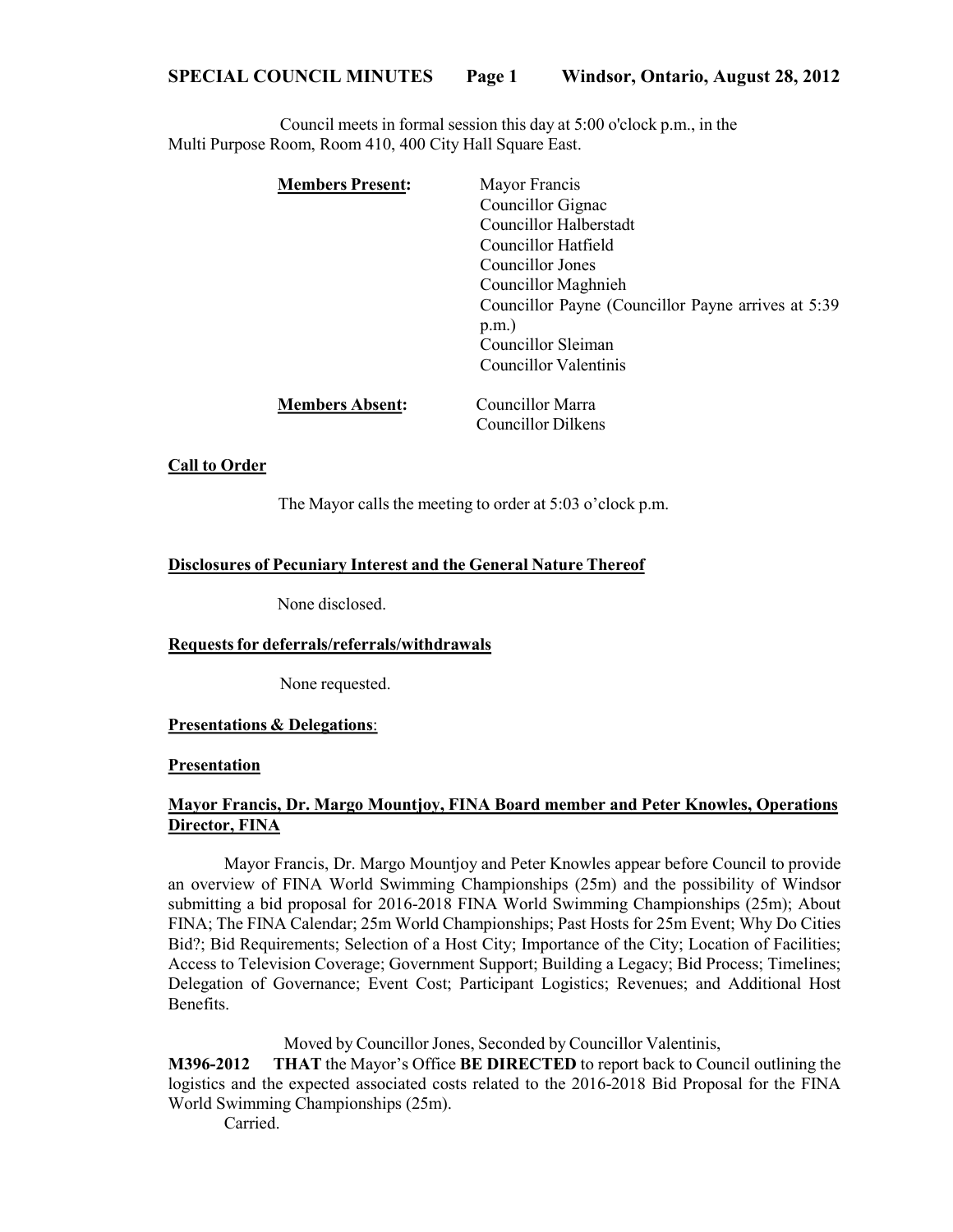Council meets in formal session this day at 5:00 o'clock p.m., in the Multi Purpose Room, Room 410, 400 City Hall Square East.

**Members Present:**
- Mayor Francis
- Councillor Gignac
- Councillor Halberstadt
- Councillor Hatfield
- Councillor Jones
- Councillor Maghnieh
- Councillor Payne (Councillor Payne arrives at 5:39 p.m.)
- Councillor Sleiman
- Councillor Valentinis

**Members Absent:**
- Councillor Marra
- Councillor Dilkens

**Call to Order**

The Mayor calls the meeting to order at 5:03 o'clock p.m.

**Disclosures of Pecuniary Interest and the General Nature Thereof**

None disclosed.

**Requests for deferrals/referrals/withdrawals**

None requested.

**Presentations & Delegations**:

**Presentation**

**Mayor Francis, Dr. Margo Mountjoy, FINA Board member and Peter Knowles, Operations Director, FINA**

Mayor Francis, Dr. Margo Mountjoy and Peter Knowles appear before Council to provide an overview of FINA World Swimming Championships (25m) and the possibility of Windsor submitting a bid proposal for 2016-2018 FINA World Swimming Championships (25m); About FINA; The FINA Calendar; 25m World Championships; Past Hosts for 25m Event; Why Do Cities Bid?; Bid Requirements; Selection of a Host City; Importance of the City; Location of Facilities; Access to Television Coverage; Government Support; Building a Legacy; Bid Process; Timelines; Delegation of Governance; Event Cost; Participant Logistics; Revenues; and Additional Host Benefits.

Moved by Councillor Jones, Seconded by Councillor Valentinis,

**M396-2012** **THAT** the Mayor's Office **BE DIRECTED** to report back to Council outlining the logistics and the expected associated costs related to the 2016-2018 Bid Proposal for the FINA World Swimming Championships (25m).

Carried.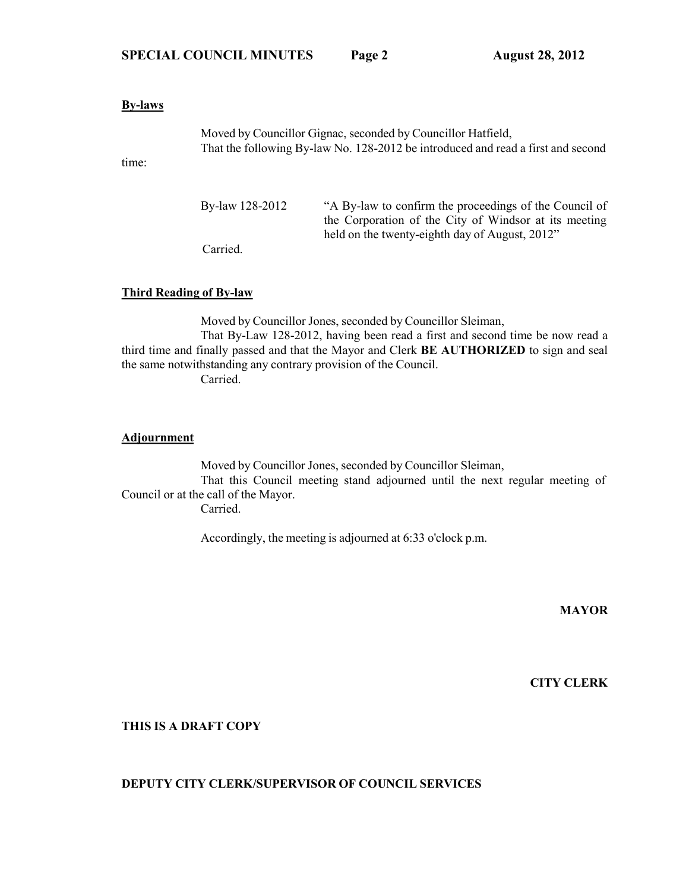**By-laws**

Moved by Councillor Gignac, seconded by Councillor Hatfield,
That the following By-law No. 128-2012 be introduced and read a first and second time:

| | |
|---|---|
| By-law 128-2012 | "A By-law to confirm the proceedings of the Council of the Corporation of the City of Windsor at its meeting held on the twenty-eighth day of August, 2012" |

Carried.

**Third Reading of By-law**

Moved by Councillor Jones, seconded by Councillor Sleiman,
That By-Law 128-2012, having been read a first and second time be now read a third time and finally passed and that the Mayor and Clerk **BE AUTHORIZED** to sign and seal the same notwithstanding any contrary provision of the Council.
Carried.

**Adjournment**

Moved by Councillor Jones, seconded by Councillor Sleiman,
That this Council meeting stand adjourned until the next regular meeting of Council or at the call of the Mayor.
Carried.

Accordingly, the meeting is adjourned at 6:33 o'clock p.m.

**MAYOR**

**CITY CLERK**

**THIS IS A DRAFT COPY**

**DEPUTY CITY CLERK/SUPERVISOR OF COUNCIL SERVICES**